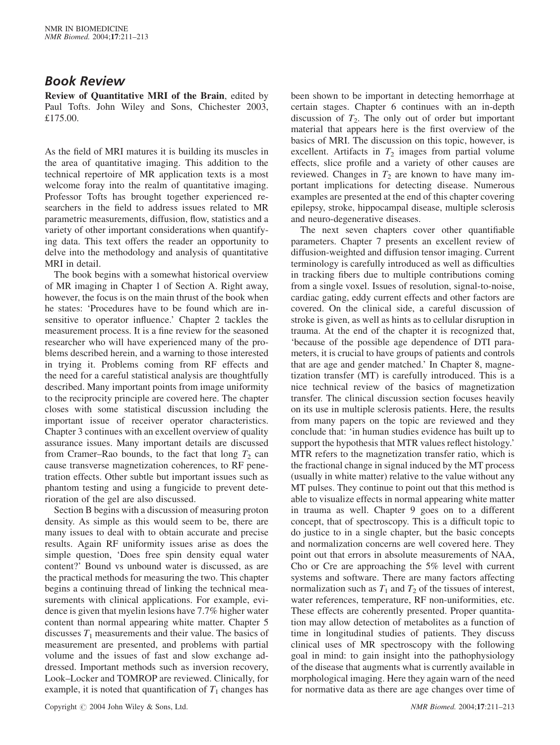# Book Review

**Review of Quantitative MRI of the Brain**, edited by Paul Tofts. John Wiley and Sons, Chichester 2003, £175.00.

As the field of MRI matures it is building its muscles in the area of quantitative imaging. This addition to the technical repertoire of MR application texts is a most welcome foray into the realm of quantitative imaging. Professor Tofts has brought together experienced researchers in the field to address issues related to MR parametric measurements, diffusion, flow, statistics and a variety of other important considerations when quantifying data. This text offers the reader an opportunity to delve into the methodology and analysis of quantitative MRI in detail.

The book begins with a somewhat historical overview of MR imaging in Chapter 1 of Section A. Right away, however, the focus is on the main thrust of the book when he states: 'Procedures have to be found which are insensitive to operator influence.' Chapter 2 tackles the measurement process. It is a fine review for the seasoned researcher who will have experienced many of the problems described herein, and a warning to those interested in trying it. Problems coming from RF effects and the need for a careful statistical analysis are thoughtfully described. Many important points from image uniformity to the reciprocity principle are covered here. The chapter closes with some statistical discussion including the important issue of receiver operator characteristics. Chapter 3 continues with an excellent overview of quality assurance issues. Many important details are discussed from Cramer–Rao bounds, to the fact that long $T_2$ can cause transverse magnetization coherences, to RF penetration effects. Other subtle but important issues such as phantom testing and using a fungicide to prevent deterioration of the gel are also discussed.

Section B begins with a discussion of measuring proton density. As simple as this would seem to be, there are many issues to deal with to obtain accurate and precise results. Again RF uniformity issues arise as does the simple question, 'Does free spin density equal water content?' Bound vs unbound water is discussed, as are the practical methods for measuring the two. This chapter begins a continuing thread of linking the technical measurements with clinical applications. For example, evidence is given that myelin lesions have 7.7% higher water content than normal appearing white matter. Chapter 5 discusses $T_1$ measurements and their value. The basics of measurement are presented, and problems with partial volume and the issues of fast and slow exchange addressed. Important methods such as inversion recovery, Look–Locker and TOMROP are reviewed. Clinically, for example, it is noted that quantification of $T_1$ changes has been shown to be important in detecting hemorrhage at certain stages. Chapter 6 continues with an in-depth discussion of $T_2$. The only out of order but important material that appears here is the first overview of the basics of MRI. The discussion on this topic, however, is excellent. Artifacts in $T_2$ images from partial volume effects, slice profile and a variety of other causes are reviewed. Changes in $T_2$ are known to have many important implications for detecting disease. Numerous examples are presented at the end of this chapter covering epilepsy, stroke, hippocampal disease, multiple sclerosis and neuro-degenerative diseases.

The next seven chapters cover other quantifiable parameters. Chapter 7 presents an excellent review of diffusion-weighted and diffusion tensor imaging. Current terminology is carefully introduced as well as difficulties in tracking fibers due to multiple contributions coming from a single voxel. Issues of resolution, signal-to-noise, cardiac gating, eddy current effects and other factors are covered. On the clinical side, a careful discussion of stroke is given, as well as hints as to cellular disruption in trauma. At the end of the chapter it is recognized that, 'because of the possible age dependence of DTI parameters, it is crucial to have groups of patients and controls that are age and gender matched.' In Chapter 8, magnetization transfer (MT) is carefully introduced. This is a nice technical review of the basics of magnetization transfer. The clinical discussion section focuses heavily on its use in multiple sclerosis patients. Here, the results from many papers on the topic are reviewed and they conclude that: 'in human studies evidence has built up to support the hypothesis that MTR values reflect histology.' MTR refers to the magnetization transfer ratio, which is the fractional change in signal induced by the MT process (usually in white matter) relative to the value without any MT pulses. They continue to point out that this method is able to visualize effects in normal appearing white matter in trauma as well. Chapter 9 goes on to a different concept, that of spectroscopy. This is a difficult topic to do justice to in a single chapter, but the basic concepts and normalization concerns are well covered here. They point out that errors in absolute measurements of NAA, Cho or Cre are approaching the 5% level with current systems and software. There are many factors affecting normalization such as $T_1$ and $T_2$ of the tissues of interest, water references, temperature, RF non-uniformities, etc. These effects are coherently presented. Proper quantitation may allow detection of metabolites as a function of time in longitudinal studies of patients. They discuss clinical uses of MR spectroscopy with the following goal in mind: to gain insight into the pathophysiology of the disease that augments what is currently available in morphological imaging. Here they again warn of the need for normative data as there are age changes over time of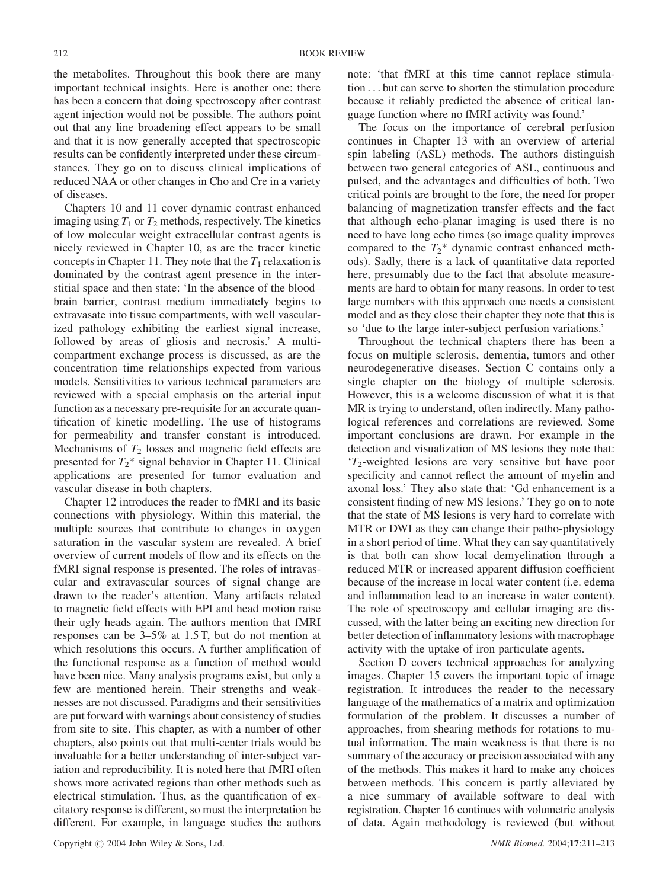the metabolites. Throughout this book there are many important technical insights. Here is another one: there has been a concern that doing spectroscopy after contrast agent injection would not be possible. The authors point out that any line broadening effect appears to be small and that it is now generally accepted that spectroscopic results can be confidently interpreted under these circumstances. They go on to discuss clinical implications of reduced NAA or other changes in Cho and Cre in a variety of diseases.

Chapters 10 and 11 cover dynamic contrast enhanced imaging using $T_1$ or $T_2$ methods, respectively. The kinetics of low molecular weight extracellular contrast agents is nicely reviewed in Chapter 10, as are the tracer kinetic concepts in Chapter 11. They note that the $T_1$ relaxation is dominated by the contrast agent presence in the interstitial space and then state: 'In the absence of the blood–brain barrier, contrast medium immediately begins to extravasate into tissue compartments, with well vascularized pathology exhibiting the earliest signal increase, followed by areas of gliosis and necrosis.' A multicompartment exchange process is discussed, as are the concentration–time relationships expected from various models. Sensitivities to various technical parameters are reviewed with a special emphasis on the arterial input function as a necessary pre-requisite for an accurate quantification of kinetic modelling. The use of histograms for permeability and transfer constant is introduced. Mechanisms of $T_2$ losses and magnetic field effects are presented for $T_2$* signal behavior in Chapter 11. Clinical applications are presented for tumor evaluation and vascular disease in both chapters.

Chapter 12 introduces the reader to fMRI and its basic connections with physiology. Within this material, the multiple sources that contribute to changes in oxygen saturation in the vascular system are revealed. A brief overview of current models of flow and its effects on the fMRI signal response is presented. The roles of intravascular and extravascular sources of signal change are drawn to the reader's attention. Many artifacts related to magnetic field effects with EPI and head motion raise their ugly heads again. The authors mention that fMRI responses can be 3–5% at 1.5 T, but do not mention at which resolutions this occurs. A further amplification of the functional response as a function of method would have been nice. Many analysis programs exist, but only a few are mentioned herein. Their strengths and weaknesses are not discussed. Paradigms and their sensitivities are put forward with warnings about consistency of studies from site to site. This chapter, as with a number of other chapters, also points out that multi-center trials would be invaluable for a better understanding of inter-subject variation and reproducibility. It is noted here that fMRI often shows more activated regions than other methods such as electrical stimulation. Thus, as the quantification of excitatory response is different, so must the interpretation be different. For example, in language studies the authors note: 'that fMRI at this time cannot replace stimulation . . . but can serve to shorten the stimulation procedure because it reliably predicted the absence of critical language function where no fMRI activity was found.'

The focus on the importance of cerebral perfusion continues in Chapter 13 with an overview of arterial spin labeling (ASL) methods. The authors distinguish between two general categories of ASL, continuous and pulsed, and the advantages and difficulties of both. Two critical points are brought to the fore, the need for proper balancing of magnetization transfer effects and the fact that although echo-planar imaging is used there is no need to have long echo times (so image quality improves compared to the $T_2$* dynamic contrast enhanced methods). Sadly, there is a lack of quantitative data reported here, presumably due to the fact that absolute measurements are hard to obtain for many reasons. In order to test large numbers with this approach one needs a consistent model and as they close their chapter they note that this is so 'due to the large inter-subject perfusion variations.'

Throughout the technical chapters there has been a focus on multiple sclerosis, dementia, tumors and other neurodegenerative diseases. Section C contains only a single chapter on the biology of multiple sclerosis. However, this is a welcome discussion of what it is that MR is trying to understand, often indirectly. Many pathological references and correlations are reviewed. Some important conclusions are drawn. For example in the detection and visualization of MS lesions they note that: '$T_2$-weighted lesions are very sensitive but have poor specificity and cannot reflect the amount of myelin and axonal loss.' They also state that: 'Gd enhancement is a consistent finding of new MS lesions.' They go on to note that the state of MS lesions is very hard to correlate with MTR or DWI as they can change their patho-physiology in a short period of time. What they can say quantitatively is that both can show local demyelination through a reduced MTR or increased apparent diffusion coefficient because of the increase in local water content (i.e. edema and inflammation lead to an increase in water content). The role of spectroscopy and cellular imaging are discussed, with the latter being an exciting new direction for better detection of inflammatory lesions with macrophage activity with the uptake of iron particulate agents.

Section D covers technical approaches for analyzing images. Chapter 15 covers the important topic of image registration. It introduces the reader to the necessary language of the mathematics of a matrix and optimization formulation of the problem. It discusses a number of approaches, from shearing methods for rotations to mutual information. The main weakness is that there is no summary of the accuracy or precision associated with any of the methods. This makes it hard to make any choices between methods. This concern is partly alleviated by a nice summary of available software to deal with registration. Chapter 16 continues with volumetric analysis of data. Again methodology is reviewed (but without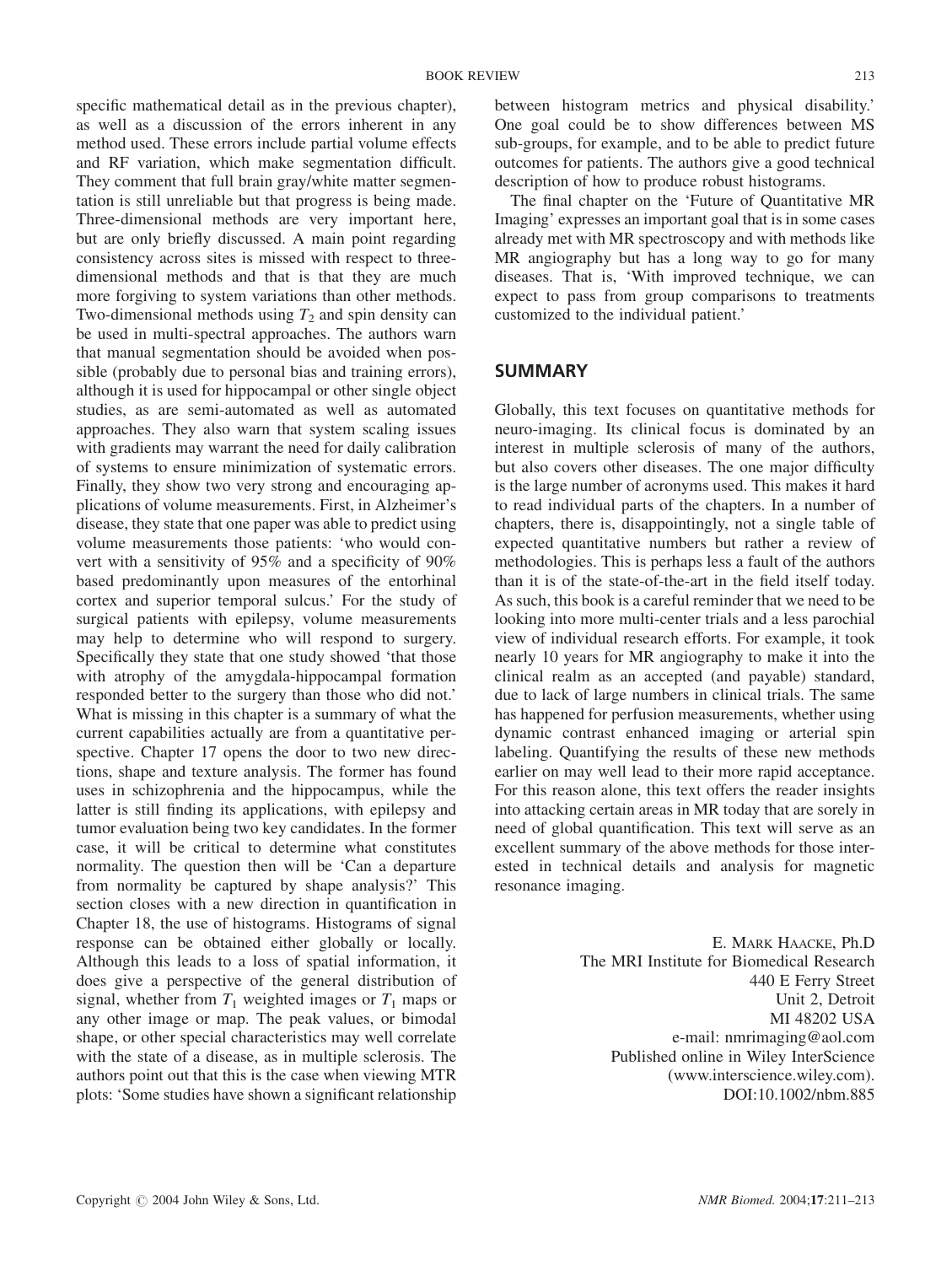specific mathematical detail as in the previous chapter), as well as a discussion of the errors inherent in any method used. These errors include partial volume effects and RF variation, which make segmentation difficult. They comment that full brain gray/white matter segmentation is still unreliable but that progress is being made. Three-dimensional methods are very important here, but are only briefly discussed. A main point regarding consistency across sites is missed with respect to three-dimensional methods and that is that they are much more forgiving to system variations than other methods. Two-dimensional methods using $T_2$ and spin density can be used in multi-spectral approaches. The authors warn that manual segmentation should be avoided when possible (probably due to personal bias and training errors), although it is used for hippocampal or other single object studies, as are semi-automated as well as automated approaches. They also warn that system scaling issues with gradients may warrant the need for daily calibration of systems to ensure minimization of systematic errors. Finally, they show two very strong and encouraging applications of volume measurements. First, in Alzheimer's disease, they state that one paper was able to predict using volume measurements those patients: 'who would convert with a sensitivity of 95% and a specificity of 90% based predominantly upon measures of the entorhinal cortex and superior temporal sulcus.' For the study of surgical patients with epilepsy, volume measurements may help to determine who will respond to surgery. Specifically they state that one study showed 'that those with atrophy of the amygdala-hippocampal formation responded better to the surgery than those who did not.' What is missing in this chapter is a summary of what the current capabilities actually are from a quantitative perspective. Chapter 17 opens the door to two new directions, shape and texture analysis. The former has found uses in schizophrenia and the hippocampus, while the latter is still finding its applications, with epilepsy and tumor evaluation being two key candidates. In the former case, it will be critical to determine what constitutes normality. The question then will be 'Can a departure from normality be captured by shape analysis?' This section closes with a new direction in quantification in Chapter 18, the use of histograms. Histograms of signal response can be obtained either globally or locally. Although this leads to a loss of spatial information, it does give a perspective of the general distribution of signal, whether from $T_1$ weighted images or $T_1$ maps or any other image or map. The peak values, or bimodal shape, or other special characteristics may well correlate with the state of a disease, as in multiple sclerosis. The authors point out that this is the case when viewing MTR plots: 'Some studies have shown a significant relationship between histogram metrics and physical disability.' One goal could be to show differences between MS sub-groups, for example, and to be able to predict future outcomes for patients. The authors give a good technical description of how to produce robust histograms.

The final chapter on the 'Future of Quantitative MR Imaging' expresses an important goal that is in some cases already met with MR spectroscopy and with methods like MR angiography but has a long way to go for many diseases. That is, 'With improved technique, we can expect to pass from group comparisons to treatments customized to the individual patient.'

## SUMMARY

Globally, this text focuses on quantitative methods for neuro-imaging. Its clinical focus is dominated by an interest in multiple sclerosis of many of the authors, but also covers other diseases. The one major difficulty is the large number of acronyms used. This makes it hard to read individual parts of the chapters. In a number of chapters, there is, disappointingly, not a single table of expected quantitative numbers but rather a review of methodologies. This is perhaps less a fault of the authors than it is of the state-of-the-art in the field itself today. As such, this book is a careful reminder that we need to be looking into more multi-center trials and a less parochial view of individual research efforts. For example, it took nearly 10 years for MR angiography to make it into the clinical realm as an accepted (and payable) standard, due to lack of large numbers in clinical trials. The same has happened for perfusion measurements, whether using dynamic contrast enhanced imaging or arterial spin labeling. Quantifying the results of these new methods earlier on may well lead to their more rapid acceptance. For this reason alone, this text offers the reader insights into attacking certain areas in MR today that are sorely in need of global quantification. This text will serve as an excellent summary of the above methods for those interested in technical details and analysis for magnetic resonance imaging.

E. MARK HAACKE, Ph.D
The MRI Institute for Biomedical Research
440 E Ferry Street
Unit 2, Detroit
MI 48202 USA
e-mail: nmrimaging@aol.com
Published online in Wiley InterScience
(www.interscience.wiley.com).
DOI:10.1002/nbm.885